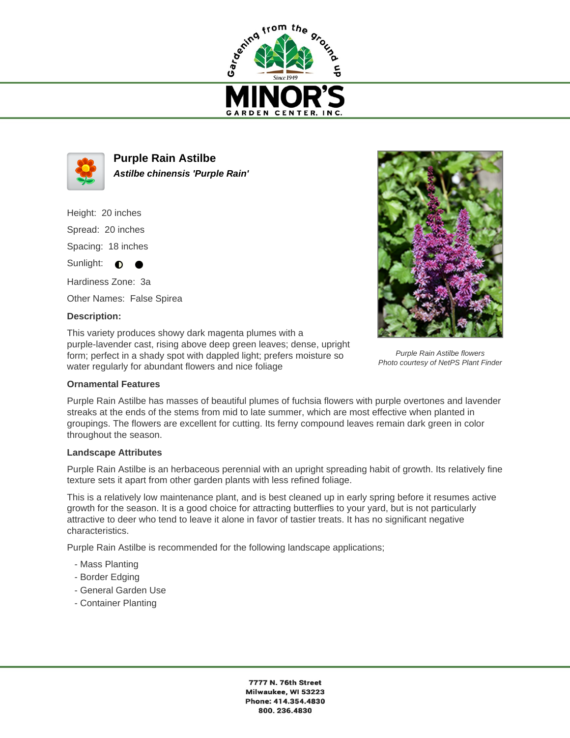# Purple Rain Astilbe

***Astilbe chinensis 'Purple Rain'***

Height: 20 inches

Spread: 20 inches

Spacing: 18 inches

Sunlight: ◐ ●

Hardiness Zone: 3a

Other Names: False Spirea

**Description:**

This variety produces showy dark magenta plumes with a purple-lavender cast, rising above deep green leaves; dense, upright form; perfect in a shady spot with dappled light; prefers moisture so water regularly for abundant flowers and nice foliage

*Purple Rain Astilbe flowers*
*Photo courtesy of NetPS Plant Finder*

### Ornamental Features

Purple Rain Astilbe has masses of beautiful plumes of fuchsia flowers with purple overtones and lavender streaks at the ends of the stems from mid to late summer, which are most effective when planted in groupings. The flowers are excellent for cutting. Its ferny compound leaves remain dark green in color throughout the season.

### Landscape Attributes

Purple Rain Astilbe is an herbaceous perennial with an upright spreading habit of growth. Its relatively fine texture sets it apart from other garden plants with less refined foliage.

This is a relatively low maintenance plant, and is best cleaned up in early spring before it resumes active growth for the season. It is a good choice for attracting butterflies to your yard, but is not particularly attractive to deer who tend to leave it alone in favor of tastier treats. It has no significant negative characteristics.

Purple Rain Astilbe is recommended for the following landscape applications;

- Mass Planting
- Border Edging
- General Garden Use
- Container Planting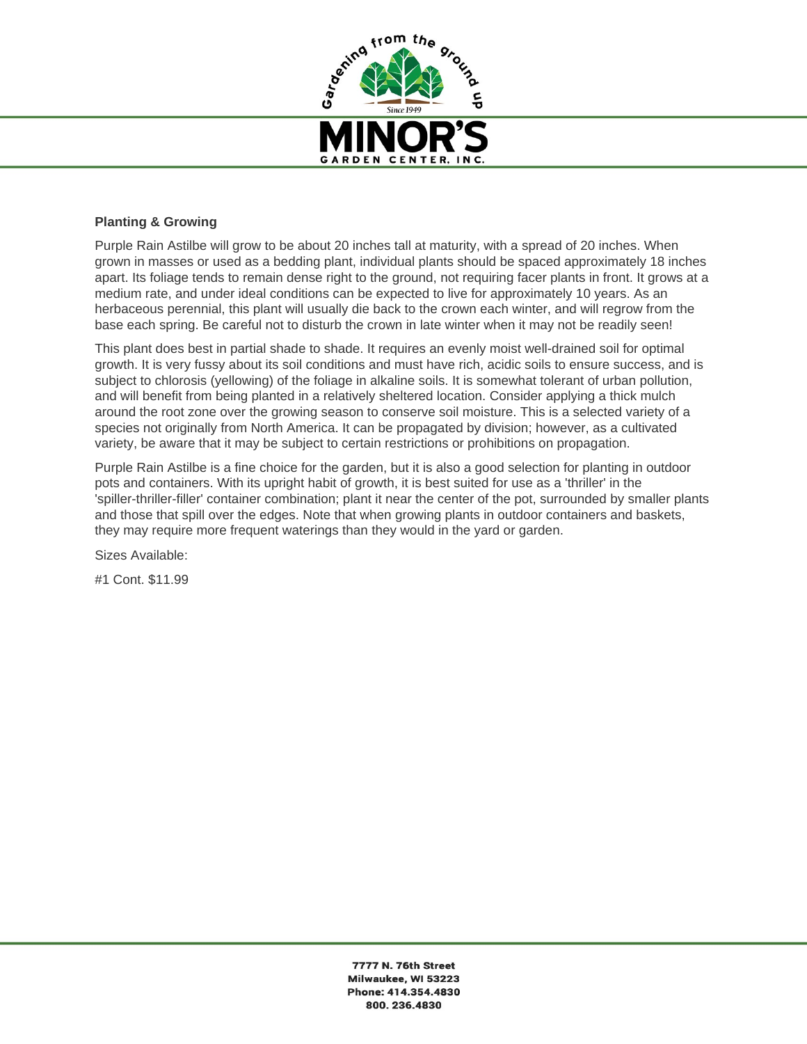**Planting & Growing**

Purple Rain Astilbe will grow to be about 20 inches tall at maturity, with a spread of 20 inches. When grown in masses or used as a bedding plant, individual plants should be spaced approximately 18 inches apart. Its foliage tends to remain dense right to the ground, not requiring facer plants in front. It grows at a medium rate, and under ideal conditions can be expected to live for approximately 10 years. As an herbaceous perennial, this plant will usually die back to the crown each winter, and will regrow from the base each spring. Be careful not to disturb the crown in late winter when it may not be readily seen!

This plant does best in partial shade to shade. It requires an evenly moist well-drained soil for optimal growth. It is very fussy about its soil conditions and must have rich, acidic soils to ensure success, and is subject to chlorosis (yellowing) of the foliage in alkaline soils. It is somewhat tolerant of urban pollution, and will benefit from being planted in a relatively sheltered location. Consider applying a thick mulch around the root zone over the growing season to conserve soil moisture. This is a selected variety of a species not originally from North America. It can be propagated by division; however, as a cultivated variety, be aware that it may be subject to certain restrictions or prohibitions on propagation.

Purple Rain Astilbe is a fine choice for the garden, but it is also a good selection for planting in outdoor pots and containers. With its upright habit of growth, it is best suited for use as a 'thriller' in the 'spiller-thriller-filler' container combination; plant it near the center of the pot, surrounded by smaller plants and those that spill over the edges. Note that when growing plants in outdoor containers and baskets, they may require more frequent waterings than they would in the yard or garden.

Sizes Available:

#1 Cont. $11.99